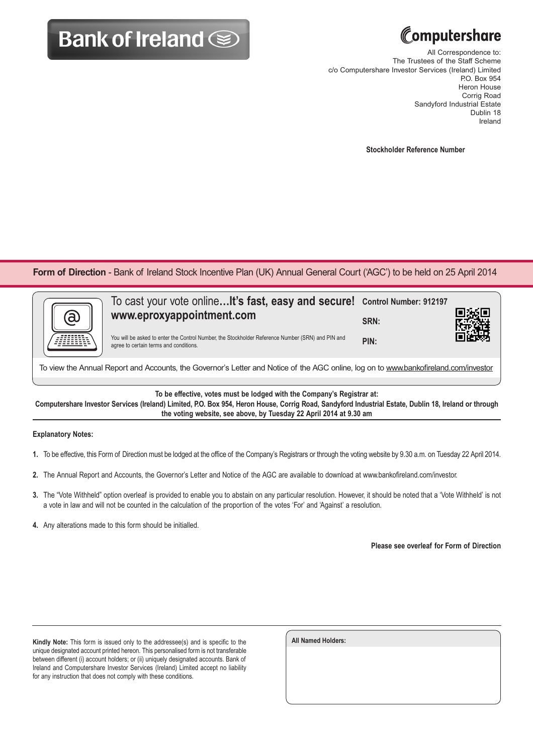**Bank of Ireland**

**Computershare**

All Correspondence to:
The Trustees of the Staff Scheme
c/o Computershare Investor Services (Ireland) Limited
P.O. Box 954
Heron House
Corrig Road
Sandyford Industrial Estate
Dublin 18
Ireland

**Stockholder Reference Number**

## Form of Direction - Bank of Ireland Stock Incentive Plan (UK) Annual General Court ('AGC') to be held on 25 April 2014

To cast your vote online…**It's fast, easy and secure!**
**www.eproxyappointment.com**

You will be asked to enter the Control Number, the Stockholder Reference Number (SRN) and PIN and agree to certain terms and conditions.

**Control Number: 912197**

**SRN:**

**PIN:**

To view the Annual Report and Accounts, the Governor's Letter and Notice of the AGC online, log on to www.bankofireland.com/investor

**To be effective, votes must be lodged with the Company's Registrar at:**
**Computershare Investor Services (Ireland) Limited, P.O. Box 954, Heron House, Corrig Road, Sandyford Industrial Estate, Dublin 18, Ireland or through the voting website, see above, by Tuesday 22 April 2014 at 9.30 am**

**Explanatory Notes:**

1. To be effective, this Form of Direction must be lodged at the office of the Company's Registrars or through the voting website by 9.30 a.m. on Tuesday 22 April 2014.
2. The Annual Report and Accounts, the Governor's Letter and Notice of the AGC are available to download at www.bankofireland.com/investor.
3. The "Vote Withheld" option overleaf is provided to enable you to abstain on any particular resolution. However, it should be noted that a 'Vote Withheld' is not a vote in law and will not be counted in the calculation of the proportion of the votes 'For' and 'Against' a resolution.
4. Any alterations made to this form should be initialled.

**Please see overleaf for Form of Direction**

**Kindly Note:** This form is issued only to the addressee(s) and is specific to the unique designated account printed hereon. This personalised form is not transferable between different (i) account holders; or (ii) uniquely designated accounts. Bank of Ireland and Computershare Investor Services (Ireland) Limited accept no liability for any instruction that does not comply with these conditions.

**All Named Holders:**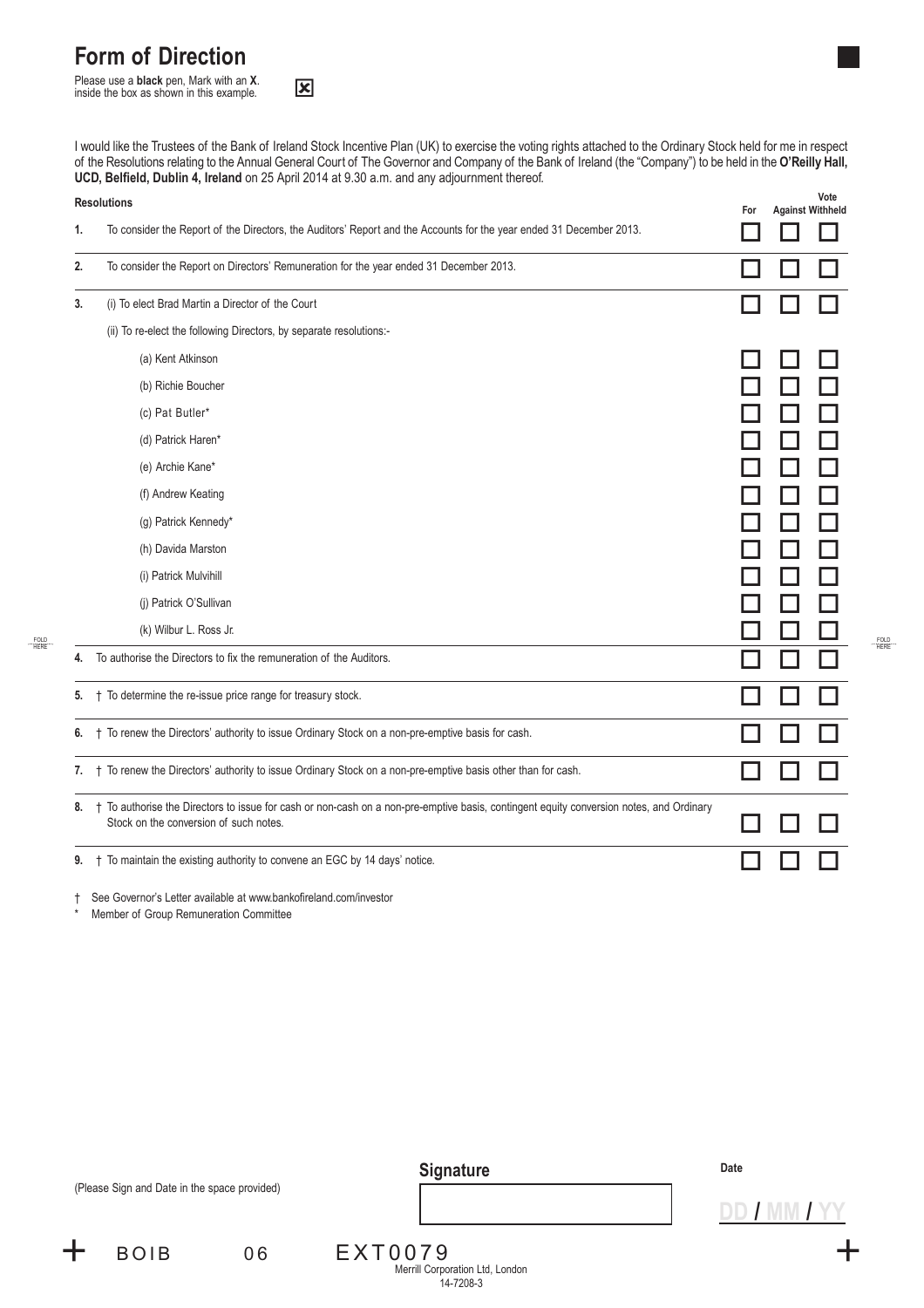# Form of Direction

Please use a **black** pen, Mark with an **X**. inside the box as shown in this example. ☒

I would like the Trustees of the Bank of Ireland Stock Incentive Plan (UK) to exercise the voting rights attached to the Ordinary Stock held for me in respect of the Resolutions relating to the Annual General Court of The Governor and Company of the Bank of Ireland (the "Company") to be held in the **O'Reilly Hall, UCD, Belfield, Dublin 4, Ireland** on 25 April 2014 at 9.30 a.m. and any adjournment thereof.

| | Resolutions | For | Against | Vote Withheld |
|---|---|---|---|---|
| 1. | To consider the Report of the Directors, the Auditors' Report and the Accounts for the year ended 31 December 2013. | ☐ | ☐ | ☐ |
| 2. | To consider the Report on Directors' Remuneration for the year ended 31 December 2013. | ☐ | ☐ | ☐ |
| 3. | (i) To elect Brad Martin a Director of the Court | ☐ | ☐ | ☐ |
| | (ii) To re-elect the following Directors, by separate resolutions:- | | | |
| | (a) Kent Atkinson | ☐ | ☐ | ☐ |
| | (b) Richie Boucher | ☐ | ☐ | ☐ |
| | (c) Pat Butler* | ☐ | ☐ | ☐ |
| | (d) Patrick Haren* | ☐ | ☐ | ☐ |
| | (e) Archie Kane* | ☐ | ☐ | ☐ |
| | (f) Andrew Keating | ☐ | ☐ | ☐ |
| | (g) Patrick Kennedy* | ☐ | ☐ | ☐ |
| | (h) Davida Marston | ☐ | ☐ | ☐ |
| | (i) Patrick Mulvihill | ☐ | ☐ | ☐ |
| | (j) Patrick O'Sullivan | ☐ | ☐ | ☐ |
| | (k) Wilbur L. Ross Jr. | ☐ | ☐ | ☐ |
| 4. | To authorise the Directors to fix the remuneration of the Auditors. | ☐ | ☐ | ☐ |
| 5. | † To determine the re-issue price range for treasury stock. | ☐ | ☐ | ☐ |
| 6. | † To renew the Directors' authority to issue Ordinary Stock on a non-pre-emptive basis for cash. | ☐ | ☐ | ☐ |
| 7. | † To renew the Directors' authority to issue Ordinary Stock on a non-pre-emptive basis other than for cash. | ☐ | ☐ | ☐ |
| 8. | † To authorise the Directors to issue for cash or non-cash on a non-pre-emptive basis, contingent equity conversion notes, and Ordinary Stock on the conversion of such notes. | ☐ | ☐ | ☐ |
| 9. | † To maintain the existing authority to convene an EGC by 14 days' notice. | ☐ | ☐ | ☐ |

† See Governor's Letter available at www.bankofireland.com/investor

\* Member of Group Remuneration Committee

(Please Sign and Date in the space provided)

**Signature**

**Date**

DD / MM / YY

BOIB 06 EXT0079

Merrill Corporation Ltd, London
14-7208-3